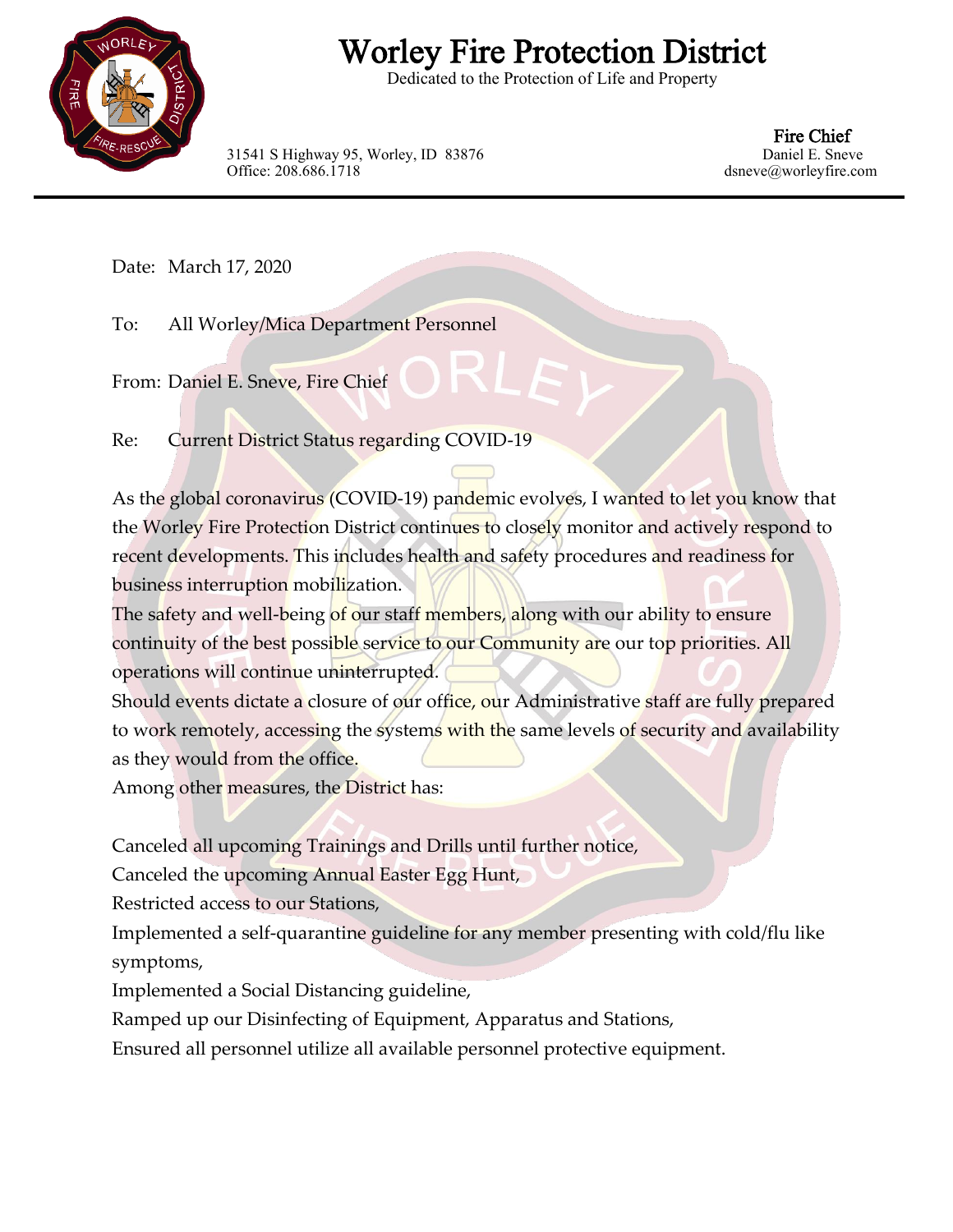# Worley Fire Protection District

Dedicated to the Protection of Life and Property

31541 S Highway 95, Worley, ID 83876
Office: 208.686.1718

**Fire Chief**
Daniel E. Sneve
dsneve@worleyfire.com

Date: March 17, 2020

To: All Worley/Mica Department Personnel

From: Daniel E. Sneve, Fire Chief

Re: Current District Status regarding COVID-19

As the global coronavirus (COVID-19) pandemic evolves, I wanted to let you know that the Worley Fire Protection District continues to closely monitor and actively respond to recent developments. This includes health and safety procedures and readiness for business interruption mobilization.

The safety and well-being of our staff members, along with our ability to ensure continuity of the best possible service to our Community are our top priorities. All operations will continue uninterrupted.

Should events dictate a closure of our office, our Administrative staff are fully prepared to work remotely, accessing the systems with the same levels of security and availability as they would from the office.

Among other measures, the District has:

Canceled all upcoming Trainings and Drills until further notice,
Canceled the upcoming Annual Easter Egg Hunt,
Restricted access to our Stations,
Implemented a self-quarantine guideline for any member presenting with cold/flu like symptoms,
Implemented a Social Distancing guideline,
Ramped up our Disinfecting of Equipment, Apparatus and Stations,
Ensured all personnel utilize all available personnel protective equipment.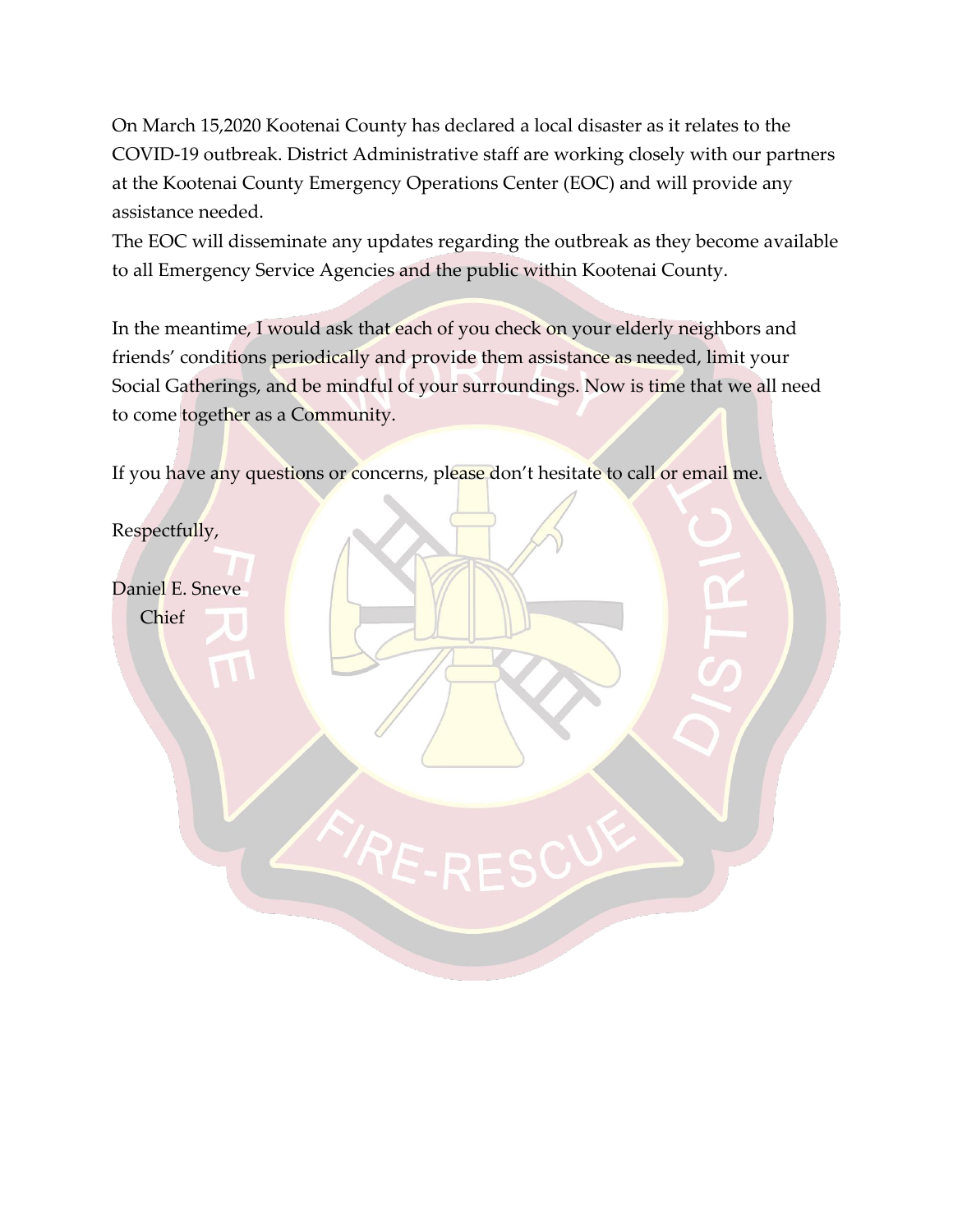On March 15,2020 Kootenai County has declared a local disaster as it relates to the COVID-19 outbreak. District Administrative staff are working closely with our partners at the Kootenai County Emergency Operations Center (EOC) and will provide any assistance needed.

The EOC will disseminate any updates regarding the outbreak as they become available to all Emergency Service Agencies and the public within Kootenai County.

In the meantime, I would ask that each of you check on your elderly neighbors and friends' conditions periodically and provide them assistance as needed, limit your Social Gatherings, and be mindful of your surroundings. Now is time that we all need to come together as a Community.

If you have any questions or concerns, please don't hesitate to call or email me.

Respectfully,

Daniel E. Sneve
Chief